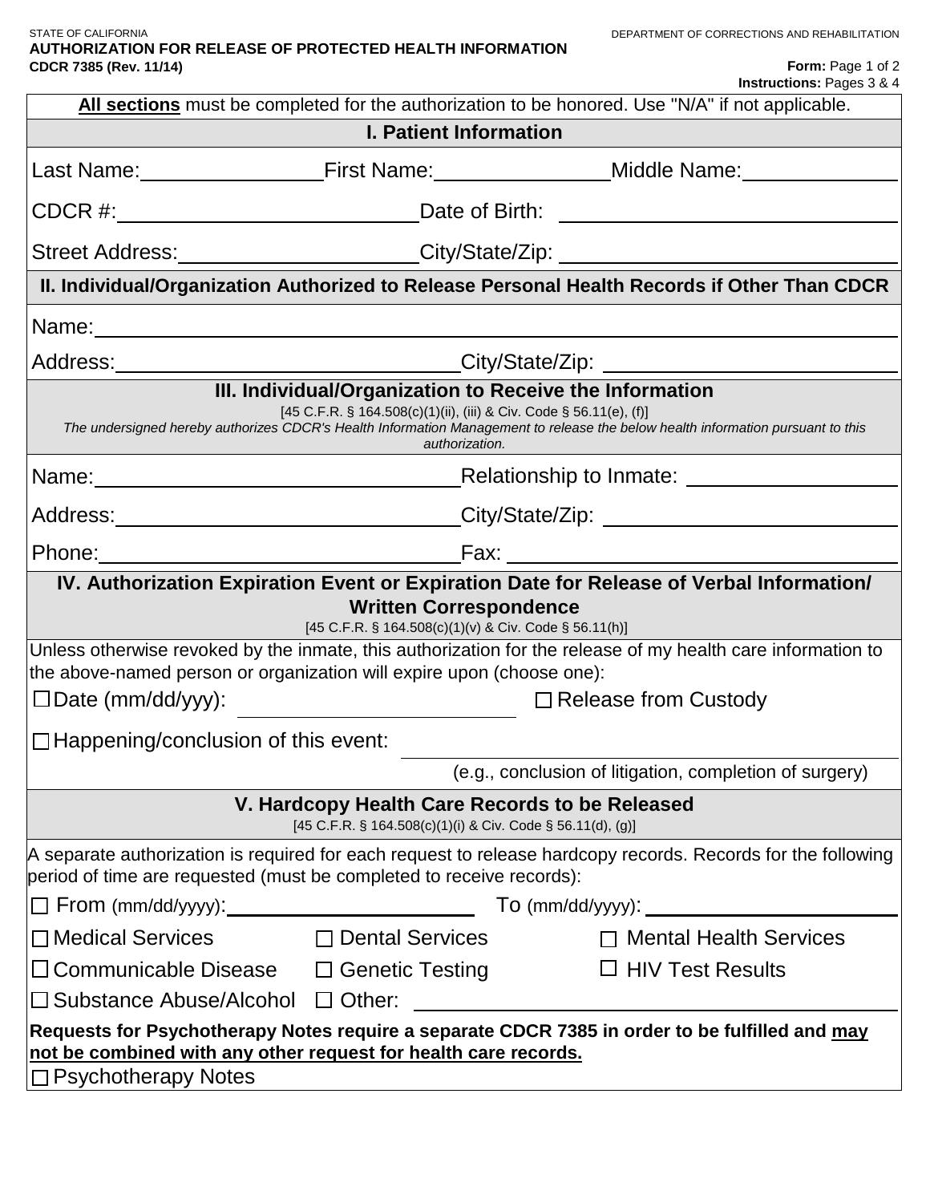STATE OF CALIFORNIA

DEPARTMENT OF CORRECTIONS AND REHABILITATION

**AUTHORIZATION FOR RELEASE OF PROTECTED HEALTH INFORMATION**

**CDCR 7385 (Rev. 11/14)**

**Form:** Page 1 of 2
**Instructions:** Pages 3 & 4

**All sections** must be completed for the authorization to be honored. Use "N/A" if not applicable.

## I. Patient Information

Last Name: ______________ First Name: ______________ Middle Name: ______________

CDCR #: ______________ Date of Birth: ______________

Street Address: ______________ City/State/Zip: ______________

## II. Individual/Organization Authorized to Release Personal Health Records if Other Than CDCR

Name: ______________

Address: ______________ City/State/Zip: ______________

## III. Individual/Organization to Receive the Information

[45 C.F.R. § 164.508(c)(1)(ii), (iii) & Civ. Code § 56.11(e), (f)]

*The undersigned hereby authorizes CDCR's Health Information Management to release the below health information pursuant to this authorization.*

Name: ______________ Relationship to Inmate: ______________

Address: ______________ City/State/Zip: ______________

Phone: ______________ Fax: ______________

## IV. Authorization Expiration Event or Expiration Date for Release of Verbal Information/ Written Correspondence

[45 C.F.R. § 164.508(c)(1)(v) & Civ. Code § 56.11(h)]

Unless otherwise revoked by the inmate, this authorization for the release of my health care information to the above-named person or organization will expire upon (choose one):

☐ Date (mm/dd/yyy): ______________ ☐ Release from Custody

☐ Happening/conclusion of this event: ______________

(e.g., conclusion of litigation, completion of surgery)

## V. Hardcopy Health Care Records to be Released

[45 C.F.R. § 164.508(c)(1)(i) & Civ. Code § 56.11(d), (g)]

A separate authorization is required for each request to release hardcopy records. Records for the following period of time are requested (must be completed to receive records):

☐ From (mm/dd/yyyy): ______________ To (mm/dd/yyyy): ______________

☐ Medical Services ☐ Dental Services ☐ Mental Health Services

☐ Communicable Disease ☐ Genetic Testing ☐ HIV Test Results

☐ Substance Abuse/Alcohol ☐ Other: ______________

**Requests for Psychotherapy Notes require a separate CDCR 7385 in order to be fulfilled and <u>may not be combined with any other request for health care records.</u>**

☐ Psychotherapy Notes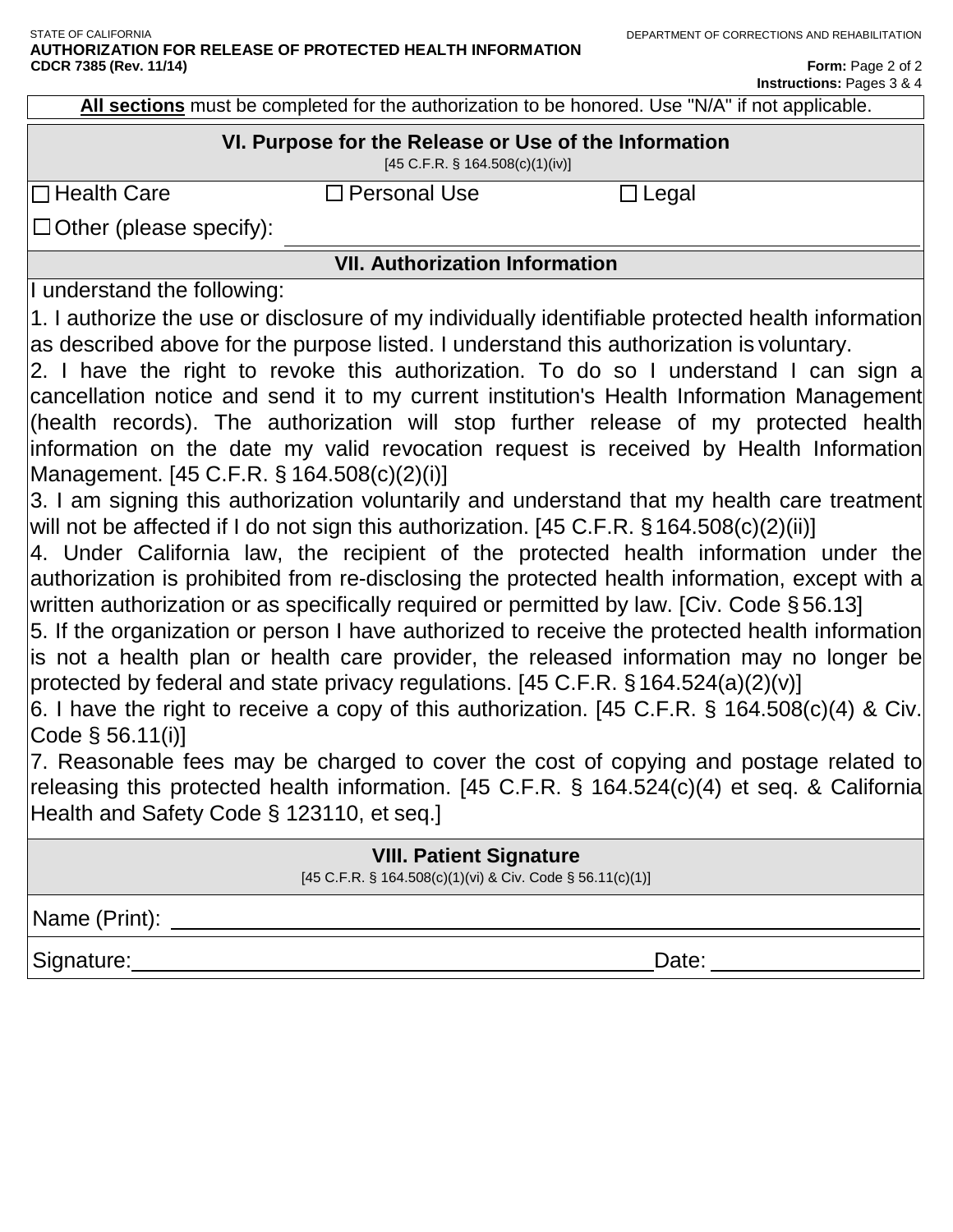STATE OF CALIFORNIA
**AUTHORIZATION FOR RELEASE OF PROTECTED HEALTH INFORMATION**
**CDCR 7385 (Rev. 11/14)**

DEPARTMENT OF CORRECTIONS AND REHABILITATION

**Form:** Page 2 of 2
**Instructions:** Pages 3 & 4

**All sections** must be completed for the authorization to be honored. Use "N/A" if not applicable.

## VI. Purpose for the Release or Use of the Information

[45 C.F.R. § 164.508(c)(1)(iv)]

☐ Health Care ☐ Personal Use ☐ Legal

☐ Other (please specify): ______________________

## VII. Authorization Information

I understand the following:

1. I authorize the use or disclosure of my individually identifiable protected health information as described above for the purpose listed. I understand this authorization is voluntary.
2. I have the right to revoke this authorization. To do so I understand I can sign a cancellation notice and send it to my current institution's Health Information Management (health records). The authorization will stop further release of my protected health information on the date my valid revocation request is received by Health Information Management. [45 C.F.R. § 164.508(c)(2)(i)]
3. I am signing this authorization voluntarily and understand that my health care treatment will not be affected if I do not sign this authorization. [45 C.F.R. § 164.508(c)(2)(ii)]
4. Under California law, the recipient of the protected health information under the authorization is prohibited from re-disclosing the protected health information, except with a written authorization or as specifically required or permitted by law. [Civ. Code § 56.13]
5. If the organization or person I have authorized to receive the protected health information is not a health plan or health care provider, the released information may no longer be protected by federal and state privacy regulations. [45 C.F.R. § 164.524(a)(2)(v)]
6. I have the right to receive a copy of this authorization. [45 C.F.R. § 164.508(c)(4) & Civ. Code § 56.11(i)]
7. Reasonable fees may be charged to cover the cost of copying and postage related to releasing this protected health information. [45 C.F.R. § 164.524(c)(4) et seq. & California Health and Safety Code § 123110, et seq.]

## VIII. Patient Signature

[45 C.F.R. § 164.508(c)(1)(vi) & Civ. Code § 56.11(c)(1)]

Name (Print): ______________________

Signature: ______________________ Date: ______________________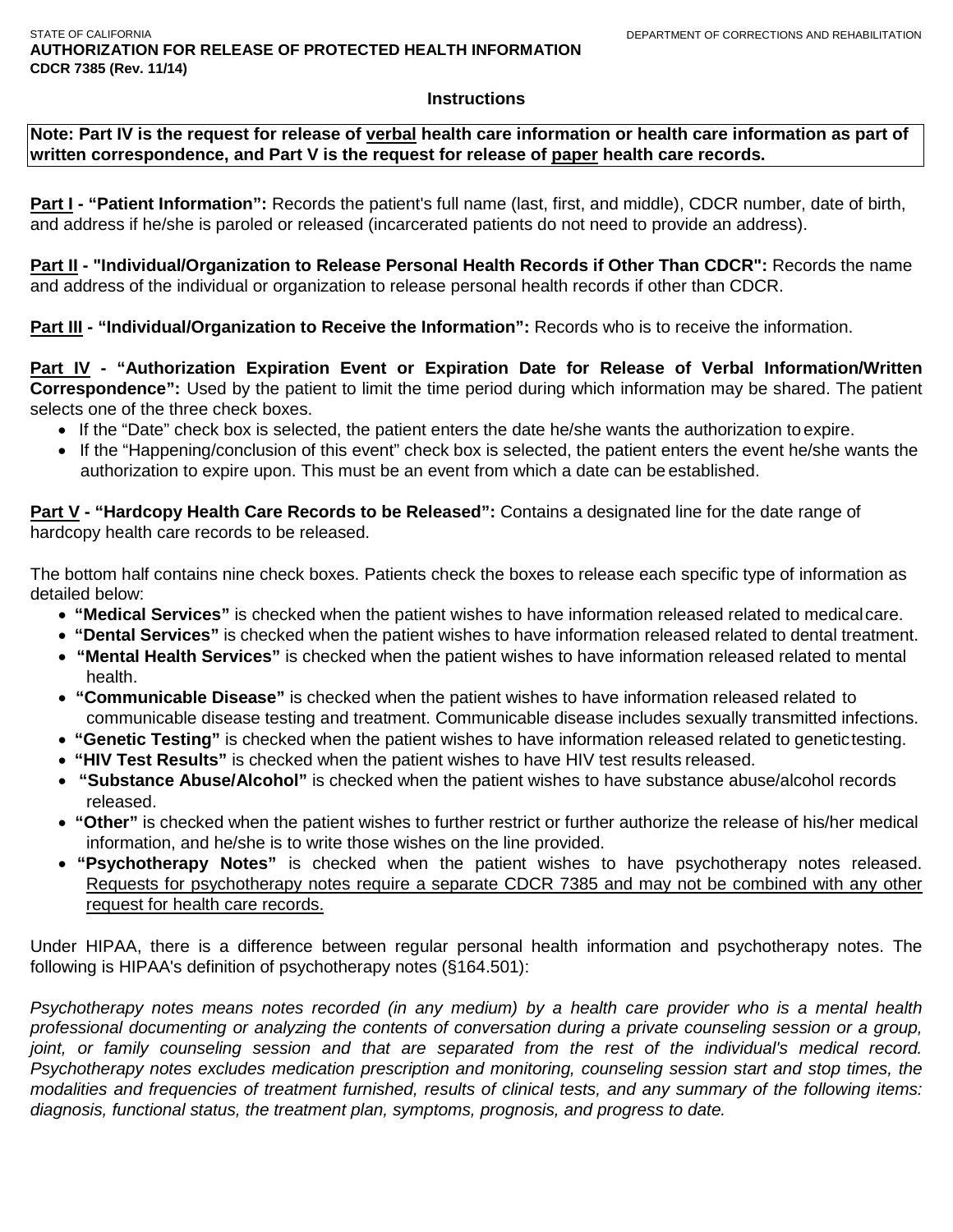STATE OF CALIFORNIA

DEPARTMENT OF CORRECTIONS AND REHABILITATION

**AUTHORIZATION FOR RELEASE OF PROTECTED HEALTH INFORMATION**
**CDCR 7385 (Rev. 11/14)**

## Instructions

**Note: Part IV is the request for release of verbal health care information or health care information as part of written correspondence, and Part V is the request for release of paper health care records.**

**Part I - "Patient Information":** Records the patient's full name (last, first, and middle), CDCR number, date of birth, and address if he/she is paroled or released (incarcerated patients do not need to provide an address).

**Part II - "Individual/Organization to Release Personal Health Records if Other Than CDCR":** Records the name and address of the individual or organization to release personal health records if other than CDCR.

**Part III - "Individual/Organization to Receive the Information":** Records who is to receive the information.

**Part IV - "Authorization Expiration Event or Expiration Date for Release of Verbal Information/Written Correspondence":** Used by the patient to limit the time period during which information may be shared. The patient selects one of the three check boxes.

- If the "Date" check box is selected, the patient enters the date he/she wants the authorization to expire.
- If the "Happening/conclusion of this event" check box is selected, the patient enters the event he/she wants the authorization to expire upon. This must be an event from which a date can be established.

**Part V - "Hardcopy Health Care Records to be Released":** Contains a designated line for the date range of hardcopy health care records to be released.

The bottom half contains nine check boxes. Patients check the boxes to release each specific type of information as detailed below:

- **"Medical Services"** is checked when the patient wishes to have information released related to medical care.
- **"Dental Services"** is checked when the patient wishes to have information released related to dental treatment.
- **"Mental Health Services"** is checked when the patient wishes to have information released related to mental health.
- **"Communicable Disease"** is checked when the patient wishes to have information released related to communicable disease testing and treatment. Communicable disease includes sexually transmitted infections.
- **"Genetic Testing"** is checked when the patient wishes to have information released related to genetic testing.
- **"HIV Test Results"** is checked when the patient wishes to have HIV test results released.
- **"Substance Abuse/Alcohol"** is checked when the patient wishes to have substance abuse/alcohol records released.
- **"Other"** is checked when the patient wishes to further restrict or further authorize the release of his/her medical information, and he/she is to write those wishes on the line provided.
- **"Psychotherapy Notes"** is checked when the patient wishes to have psychotherapy notes released. Requests for psychotherapy notes require a separate CDCR 7385 and may not be combined with any other request for health care records.

Under HIPAA, there is a difference between regular personal health information and psychotherapy notes. The following is HIPAA's definition of psychotherapy notes (§164.501):

*Psychotherapy notes means notes recorded (in any medium) by a health care provider who is a mental health professional documenting or analyzing the contents of conversation during a private counseling session or a group, joint, or family counseling session and that are separated from the rest of the individual's medical record. Psychotherapy notes excludes medication prescription and monitoring, counseling session start and stop times, the modalities and frequencies of treatment furnished, results of clinical tests, and any summary of the following items: diagnosis, functional status, the treatment plan, symptoms, prognosis, and progress to date.*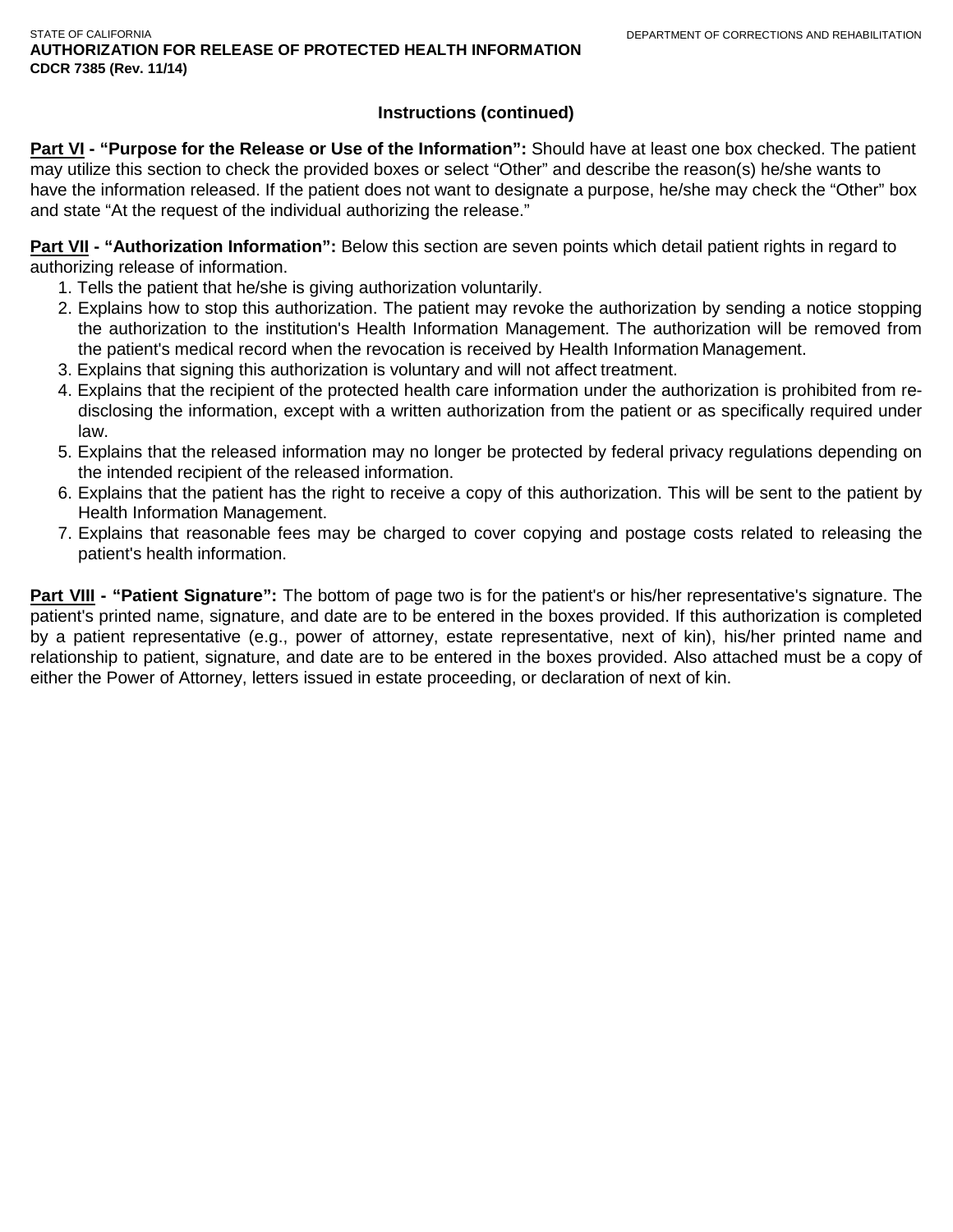### Instructions (continued)

**Part VI - "Purpose for the Release or Use of the Information":** Should have at least one box checked. The patient may utilize this section to check the provided boxes or select "Other" and describe the reason(s) he/she wants to have the information released. If the patient does not want to designate a purpose, he/she may check the "Other" box and state "At the request of the individual authorizing the release."

**Part VII - "Authorization Information":** Below this section are seven points which detail patient rights in regard to authorizing release of information.

1. Tells the patient that he/she is giving authorization voluntarily.
2. Explains how to stop this authorization. The patient may revoke the authorization by sending a notice stopping the authorization to the institution's Health Information Management. The authorization will be removed from the patient's medical record when the revocation is received by Health Information Management.
3. Explains that signing this authorization is voluntary and will not affect treatment.
4. Explains that the recipient of the protected health care information under the authorization is prohibited from re-disclosing the information, except with a written authorization from the patient or as specifically required under law.
5. Explains that the released information may no longer be protected by federal privacy regulations depending on the intended recipient of the released information.
6. Explains that the patient has the right to receive a copy of this authorization. This will be sent to the patient by Health Information Management.
7. Explains that reasonable fees may be charged to cover copying and postage costs related to releasing the patient's health information.

**Part VIII - "Patient Signature":** The bottom of page two is for the patient's or his/her representative's signature. The patient's printed name, signature, and date are to be entered in the boxes provided. If this authorization is completed by a patient representative (e.g., power of attorney, estate representative, next of kin), his/her printed name and relationship to patient, signature, and date are to be entered in the boxes provided. Also attached must be a copy of either the Power of Attorney, letters issued in estate proceeding, or declaration of next of kin.